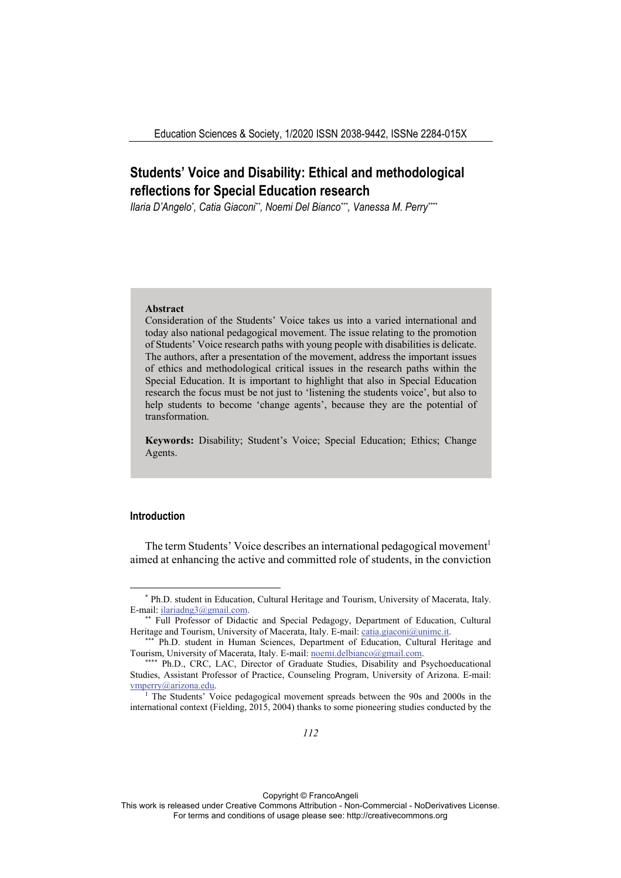# Students' Voice and Disability: Ethical and methodological reflections for Special Education research

*Ilaria D'Angelo*[*], *Catia Giaconi*[**], *Noemi Del Bianco*[***], *Vanessa M. Perry*[****]

**Abstract**

Consideration of the Students' Voice takes us into a varied international and today also national pedagogical movement. The issue relating to the promotion of Students' Voice research paths with young people with disabilities is delicate. The authors, after a presentation of the movement, address the important issues of ethics and methodological critical issues in the research paths within the Special Education. It is important to highlight that also in Special Education research the focus must be not just to 'listening the students voice', but also to help students to become 'change agents', because they are the potential of transformation.

**Keywords:** Disability; Student's Voice; Special Education; Ethics; Change Agents.

## Introduction

The term Students' Voice describes an international pedagogical movement[1] aimed at enhancing the active and committed role of students, in the conviction

---

[*] Ph.D. student in Education, Cultural Heritage and Tourism, University of Macerata, Italy. E-mail: ilariadng3@gmail.com.

[**] Full Professor of Didactic and Special Pedagogy, Department of Education, Cultural Heritage and Tourism, University of Macerata, Italy. E-mail: catia.giaconi@unimc.it.

[***] Ph.D. student in Human Sciences, Department of Education, Cultural Heritage and Tourism, University of Macerata, Italy. E-mail: noemi.delbianco@gmail.com.

[****] Ph.D., CRC, LAC, Director of Graduate Studies, Disability and Psychoeducational Studies, Assistant Professor of Practice, Counseling Program, University of Arizona. E-mail: vmperry@arizona.edu.

[1] The Students' Voice pedagogical movement spreads between the 90s and 2000s in the international context (Fielding, 2015, 2004) thanks to some pioneering studies conducted by the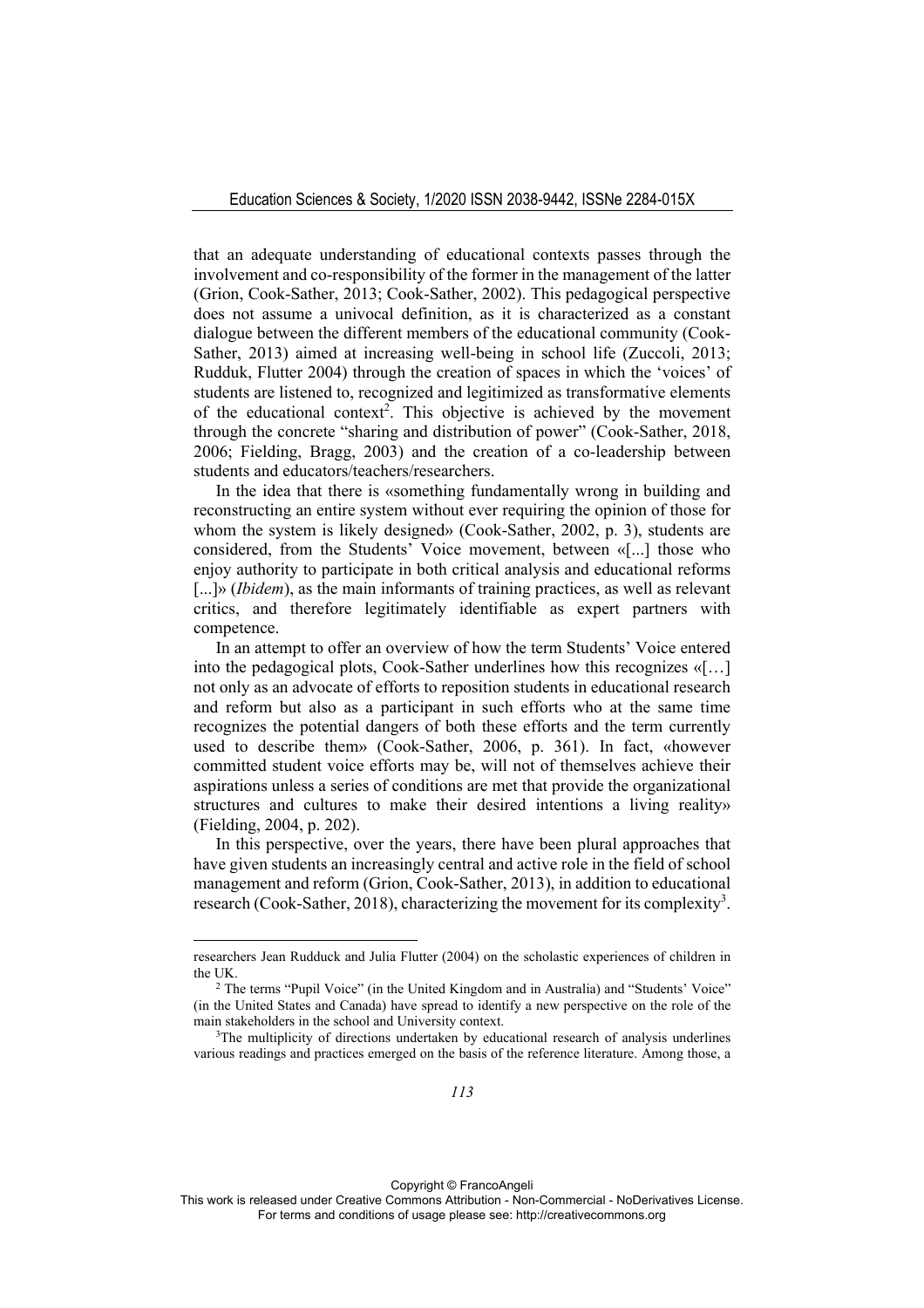that an adequate understanding of educational contexts passes through the involvement and co-responsibility of the former in the management of the latter (Grion, Cook-Sather, 2013; Cook-Sather, 2002). This pedagogical perspective does not assume a univocal definition, as it is characterized as a constant dialogue between the different members of the educational community (Cook-Sather, 2013) aimed at increasing well-being in school life (Zuccoli, 2013; Rudduk, Flutter 2004) through the creation of spaces in which the 'voices' of students are listened to, recognized and legitimized as transformative elements of the educational context[2]. This objective is achieved by the movement through the concrete "sharing and distribution of power" (Cook-Sather, 2018, 2006; Fielding, Bragg, 2003) and the creation of a co-leadership between students and educators/teachers/researchers.

In the idea that there is «something fundamentally wrong in building and reconstructing an entire system without ever requiring the opinion of those for whom the system is likely designed» (Cook-Sather, 2002, p. 3), students are considered, from the Students' Voice movement, between «[...] those who enjoy authority to participate in both critical analysis and educational reforms [...]» (*Ibidem*), as the main informants of training practices, as well as relevant critics, and therefore legitimately identifiable as expert partners with competence.

In an attempt to offer an overview of how the term Students' Voice entered into the pedagogical plots, Cook-Sather underlines how this recognizes «[…] not only as an advocate of efforts to reposition students in educational research and reform but also as a participant in such efforts who at the same time recognizes the potential dangers of both these efforts and the term currently used to describe them» (Cook-Sather, 2006, p. 361). In fact, «however committed student voice efforts may be, will not of themselves achieve their aspirations unless a series of conditions are met that provide the organizational structures and cultures to make their desired intentions a living reality» (Fielding, 2004, p. 202).

In this perspective, over the years, there have been plural approaches that have given students an increasingly central and active role in the field of school management and reform (Grion, Cook-Sather, 2013), in addition to educational research (Cook-Sather, 2018), characterizing the movement for its complexity[3].

---

researchers Jean Rudduck and Julia Flutter (2004) on the scholastic experiences of children in the UK.

[2] The terms "Pupil Voice" (in the United Kingdom and in Australia) and "Students' Voice" (in the United States and Canada) have spread to identify a new perspective on the role of the main stakeholders in the school and University context.

[3] The multiplicity of directions undertaken by educational research of analysis underlines various readings and practices emerged on the basis of the reference literature. Among those, a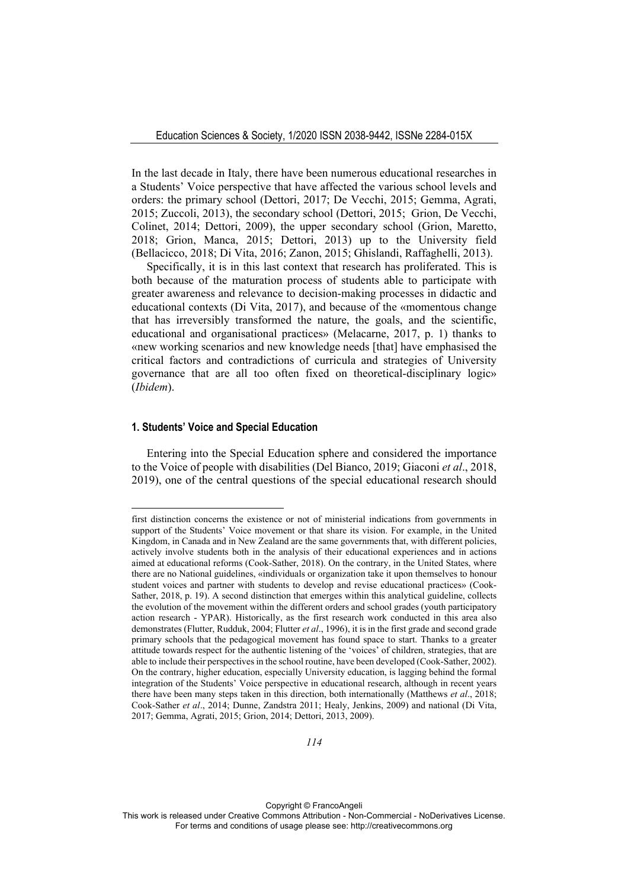In the last decade in Italy, there have been numerous educational researches in a Students' Voice perspective that have affected the various school levels and orders: the primary school (Dettori, 2017; De Vecchi, 2015; Gemma, Agrati, 2015; Zuccoli, 2013), the secondary school (Dettori, 2015; Grion, De Vecchi, Colinet, 2014; Dettori, 2009), the upper secondary school (Grion, Maretto, 2018; Grion, Manca, 2015; Dettori, 2013) up to the University field (Bellacicco, 2018; Di Vita, 2016; Zanon, 2015; Ghislandi, Raffaghelli, 2013).

Specifically, it is in this last context that research has proliferated. This is both because of the maturation process of students able to participate with greater awareness and relevance to decision-making processes in didactic and educational contexts (Di Vita, 2017), and because of the «momentous change that has irreversibly transformed the nature, the goals, and the scientific, educational and organisational practices» (Melacarne, 2017, p. 1) thanks to «new working scenarios and new knowledge needs [that] have emphasised the critical factors and contradictions of curricula and strategies of University governance that are all too often fixed on theoretical-disciplinary logic» (*Ibidem*).

### 1. Students' Voice and Special Education

Entering into the Special Education sphere and considered the importance to the Voice of people with disabilities (Del Bianco, 2019; Giaconi *et al*., 2018, 2019), one of the central questions of the special educational research should

first distinction concerns the existence or not of ministerial indications from governments in support of the Students' Voice movement or that share its vision. For example, in the United Kingdom, in Canada and in New Zealand are the same governments that, with different policies, actively involve students both in the analysis of their educational experiences and in actions aimed at educational reforms (Cook-Sather, 2018). On the contrary, in the United States, where there are no National guidelines, «individuals or organization take it upon themselves to honour student voices and partner with students to develop and revise educational practices» (Cook-Sather, 2018, p. 19). A second distinction that emerges within this analytical guideline, collects the evolution of the movement within the different orders and school grades (youth participatory action research - YPAR). Historically, as the first research work conducted in this area also demonstrates (Flutter, Rudduk, 2004; Flutter *et al*., 1996), it is in the first grade and second grade primary schools that the pedagogical movement has found space to start. Thanks to a greater attitude towards respect for the authentic listening of the 'voices' of children, strategies, that are able to include their perspectives in the school routine, have been developed (Cook-Sather, 2002). On the contrary, higher education, especially University education, is lagging behind the formal integration of the Students' Voice perspective in educational research, although in recent years there have been many steps taken in this direction, both internationally (Matthews *et al*., 2018; Cook-Sather *et al*., 2014; Dunne, Zandstra 2011; Healy, Jenkins, 2009) and national (Di Vita, 2017; Gemma, Agrati, 2015; Grion, 2014; Dettori, 2013, 2009).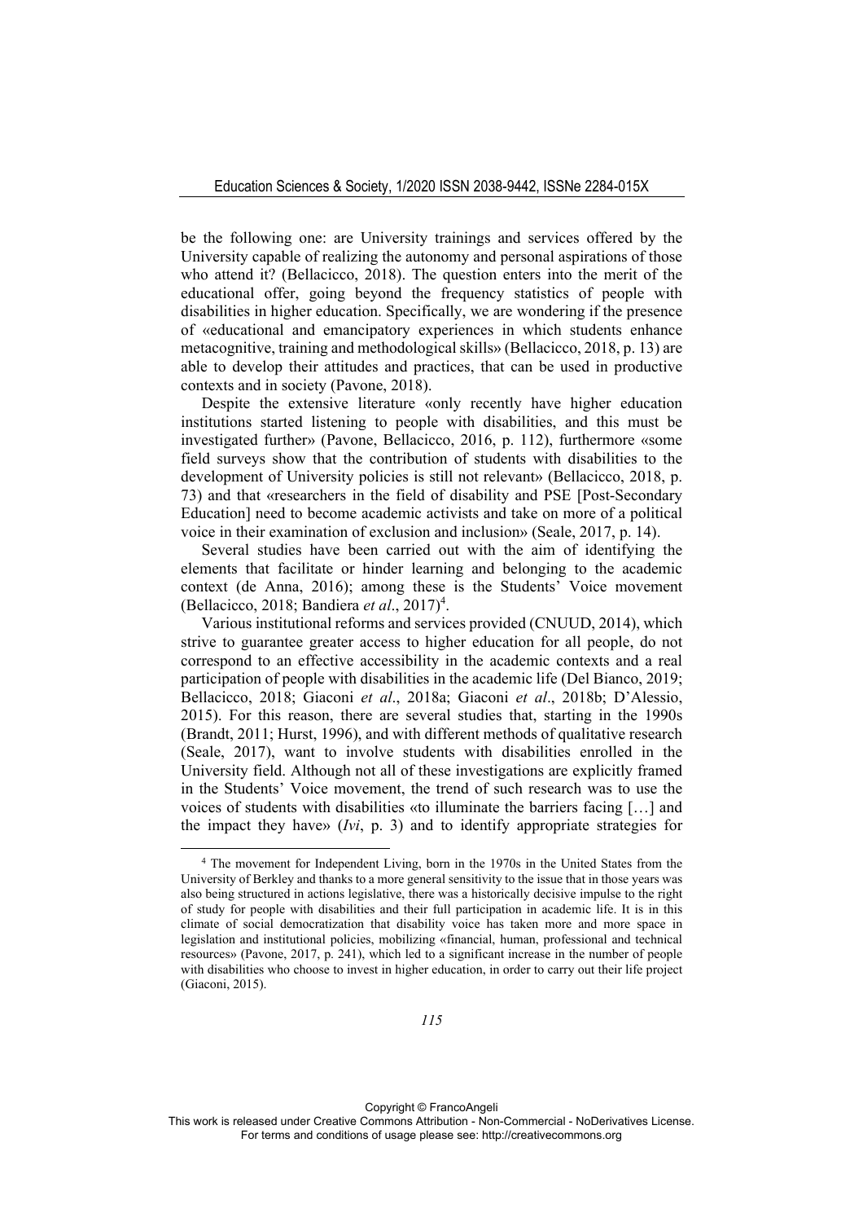be the following one: are University trainings and services offered by the University capable of realizing the autonomy and personal aspirations of those who attend it? (Bellacicco, 2018). The question enters into the merit of the educational offer, going beyond the frequency statistics of people with disabilities in higher education. Specifically, we are wondering if the presence of «educational and emancipatory experiences in which students enhance metacognitive, training and methodological skills» (Bellacicco, 2018, p. 13) are able to develop their attitudes and practices, that can be used in productive contexts and in society (Pavone, 2018).

Despite the extensive literature «only recently have higher education institutions started listening to people with disabilities, and this must be investigated further» (Pavone, Bellacicco, 2016, p. 112), furthermore «some field surveys show that the contribution of students with disabilities to the development of University policies is still not relevant» (Bellacicco, 2018, p. 73) and that «researchers in the field of disability and PSE [Post-Secondary Education] need to become academic activists and take on more of a political voice in their examination of exclusion and inclusion» (Seale, 2017, p. 14).

Several studies have been carried out with the aim of identifying the elements that facilitate or hinder learning and belonging to the academic context (de Anna, 2016); among these is the Students' Voice movement (Bellacicco, 2018; Bandiera *et al*., 2017)[4].

Various institutional reforms and services provided (CNUUD, 2014), which strive to guarantee greater access to higher education for all people, do not correspond to an effective accessibility in the academic contexts and a real participation of people with disabilities in the academic life (Del Bianco, 2019; Bellacicco, 2018; Giaconi *et al*., 2018a; Giaconi *et al*., 2018b; D'Alessio, 2015). For this reason, there are several studies that, starting in the 1990s (Brandt, 2011; Hurst, 1996), and with different methods of qualitative research (Seale, 2017), want to involve students with disabilities enrolled in the University field. Although not all of these investigations are explicitly framed in the Students' Voice movement, the trend of such research was to use the voices of students with disabilities «to illuminate the barriers facing […] and the impact they have» (*Ivi*, p. 3) and to identify appropriate strategies for

[4] The movement for Independent Living, born in the 1970s in the United States from the University of Berkley and thanks to a more general sensitivity to the issue that in those years was also being structured in actions legislative, there was a historically decisive impulse to the right of study for people with disabilities and their full participation in academic life. It is in this climate of social democratization that disability voice has taken more and more space in legislation and institutional policies, mobilizing «financial, human, professional and technical resources» (Pavone, 2017, p. 241), which led to a significant increase in the number of people with disabilities who choose to invest in higher education, in order to carry out their life project (Giaconi, 2015).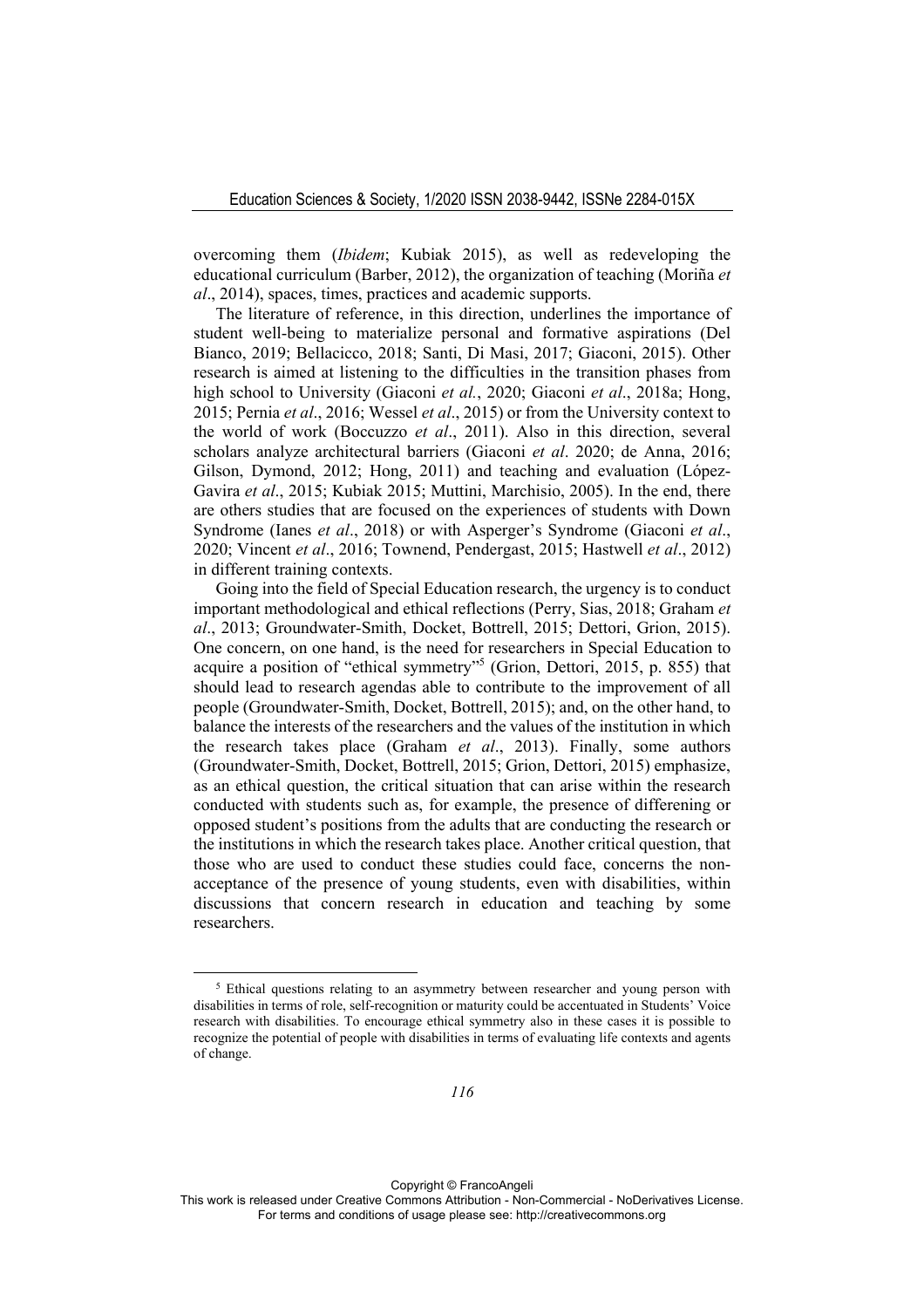overcoming them (*Ibidem*; Kubiak 2015), as well as redeveloping the educational curriculum (Barber, 2012), the organization of teaching (Moriña *et al*., 2014), spaces, times, practices and academic supports.

The literature of reference, in this direction, underlines the importance of student well-being to materialize personal and formative aspirations (Del Bianco, 2019; Bellacicco, 2018; Santi, Di Masi, 2017; Giaconi, 2015). Other research is aimed at listening to the difficulties in the transition phases from high school to University (Giaconi *et al.*, 2020; Giaconi *et al*., 2018a; Hong, 2015; Pernia *et al*., 2016; Wessel *et al*., 2015) or from the University context to the world of work (Boccuzzo *et al*., 2011). Also in this direction, several scholars analyze architectural barriers (Giaconi *et al*. 2020; de Anna, 2016; Gilson, Dymond, 2012; Hong, 2011) and teaching and evaluation (López-Gavira *et al*., 2015; Kubiak 2015; Muttini, Marchisio, 2005). In the end, there are others studies that are focused on the experiences of students with Down Syndrome (Ianes *et al*., 2018) or with Asperger's Syndrome (Giaconi *et al*., 2020; Vincent *et al*., 2016; Townend, Pendergast, 2015; Hastwell *et al*., 2012) in different training contexts.

Going into the field of Special Education research, the urgency is to conduct important methodological and ethical reflections (Perry, Sias, 2018; Graham *et al*., 2013; Groundwater-Smith, Docket, Bottrell, 2015; Dettori, Grion, 2015). One concern, on one hand, is the need for researchers in Special Education to acquire a position of "ethical symmetry"[5] (Grion, Dettori, 2015, p. 855) that should lead to research agendas able to contribute to the improvement of all people (Groundwater-Smith, Docket, Bottrell, 2015); and, on the other hand, to balance the interests of the researchers and the values of the institution in which the research takes place (Graham *et al*., 2013). Finally, some authors (Groundwater-Smith, Docket, Bottrell, 2015; Grion, Dettori, 2015) emphasize, as an ethical question, the critical situation that can arise within the research conducted with students such as, for example, the presence of differening or opposed student's positions from the adults that are conducting the research or the institutions in which the research takes place. Another critical question, that those who are used to conduct these studies could face, concerns the non-acceptance of the presence of young students, even with disabilities, within discussions that concern research in education and teaching by some researchers.

[5] Ethical questions relating to an asymmetry between researcher and young person with disabilities in terms of role, self-recognition or maturity could be accentuated in Students' Voice research with disabilities. To encourage ethical symmetry also in these cases it is possible to recognize the potential of people with disabilities in terms of evaluating life contexts and agents of change.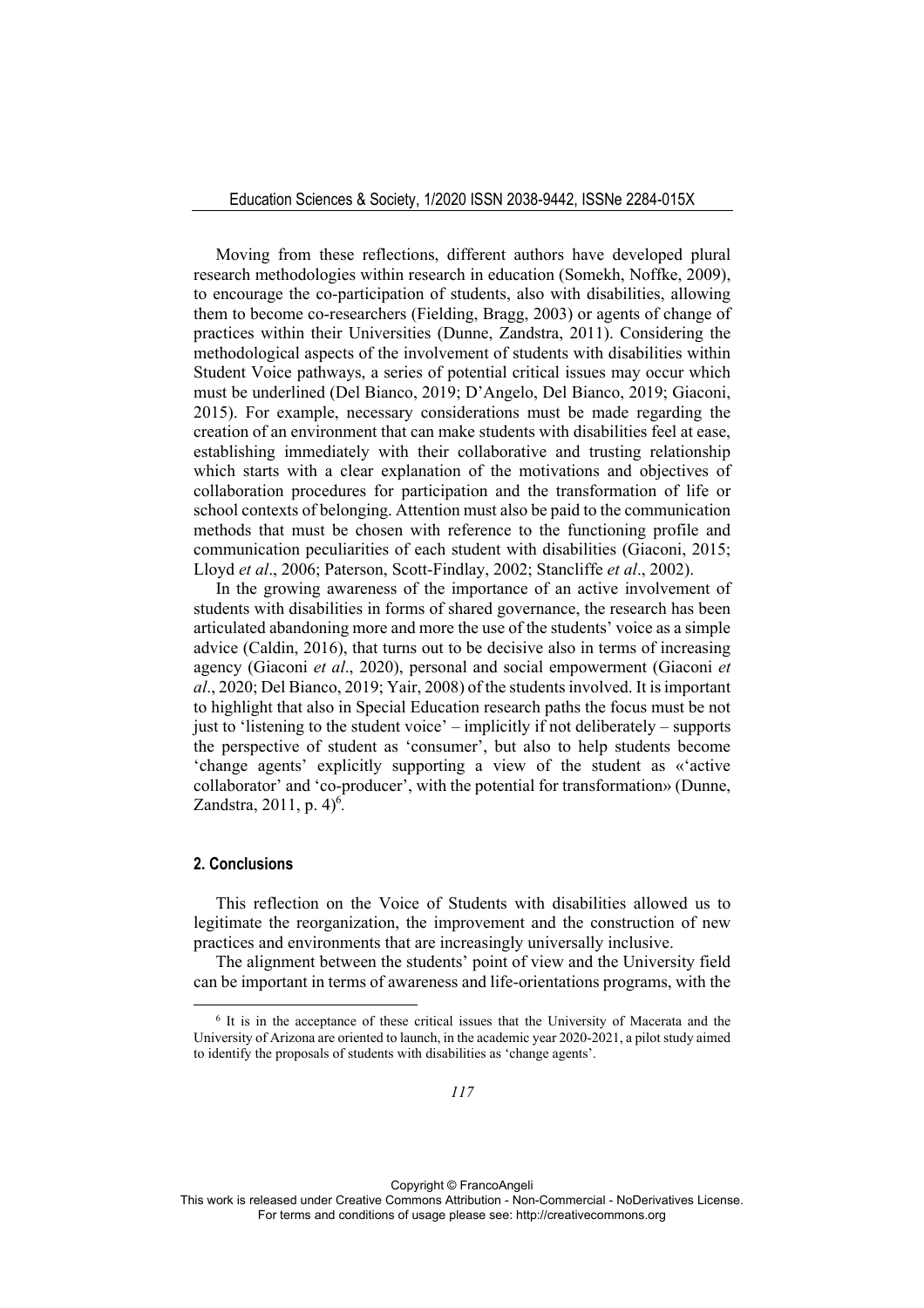Moving from these reflections, different authors have developed plural research methodologies within research in education (Somekh, Noffke, 2009), to encourage the co-participation of students, also with disabilities, allowing them to become co-researchers (Fielding, Bragg, 2003) or agents of change of practices within their Universities (Dunne, Zandstra, 2011). Considering the methodological aspects of the involvement of students with disabilities within Student Voice pathways, a series of potential critical issues may occur which must be underlined (Del Bianco, 2019; D'Angelo, Del Bianco, 2019; Giaconi, 2015). For example, necessary considerations must be made regarding the creation of an environment that can make students with disabilities feel at ease, establishing immediately with their collaborative and trusting relationship which starts with a clear explanation of the motivations and objectives of collaboration procedures for participation and the transformation of life or school contexts of belonging. Attention must also be paid to the communication methods that must be chosen with reference to the functioning profile and communication peculiarities of each student with disabilities (Giaconi, 2015; Lloyd *et al*., 2006; Paterson, Scott-Findlay, 2002; Stancliffe *et al*., 2002).

In the growing awareness of the importance of an active involvement of students with disabilities in forms of shared governance, the research has been articulated abandoning more and more the use of the students' voice as a simple advice (Caldin, 2016), that turns out to be decisive also in terms of increasing agency (Giaconi *et al*., 2020), personal and social empowerment (Giaconi *et al*., 2020; Del Bianco, 2019; Yair, 2008) of the students involved. It is important to highlight that also in Special Education research paths the focus must be not just to 'listening to the student voice' – implicitly if not deliberately – supports the perspective of student as 'consumer', but also to help students become 'change agents' explicitly supporting a view of the student as «'active collaborator' and 'co-producer', with the potential for transformation» (Dunne, Zandstra, 2011, p. 4)[6].

## 2. Conclusions

This reflection on the Voice of Students with disabilities allowed us to legitimate the reorganization, the improvement and the construction of new practices and environments that are increasingly universally inclusive.

The alignment between the students' point of view and the University field can be important in terms of awareness and life-orientations programs, with the

[6] It is in the acceptance of these critical issues that the University of Macerata and the University of Arizona are oriented to launch, in the academic year 2020-2021, a pilot study aimed to identify the proposals of students with disabilities as 'change agents'.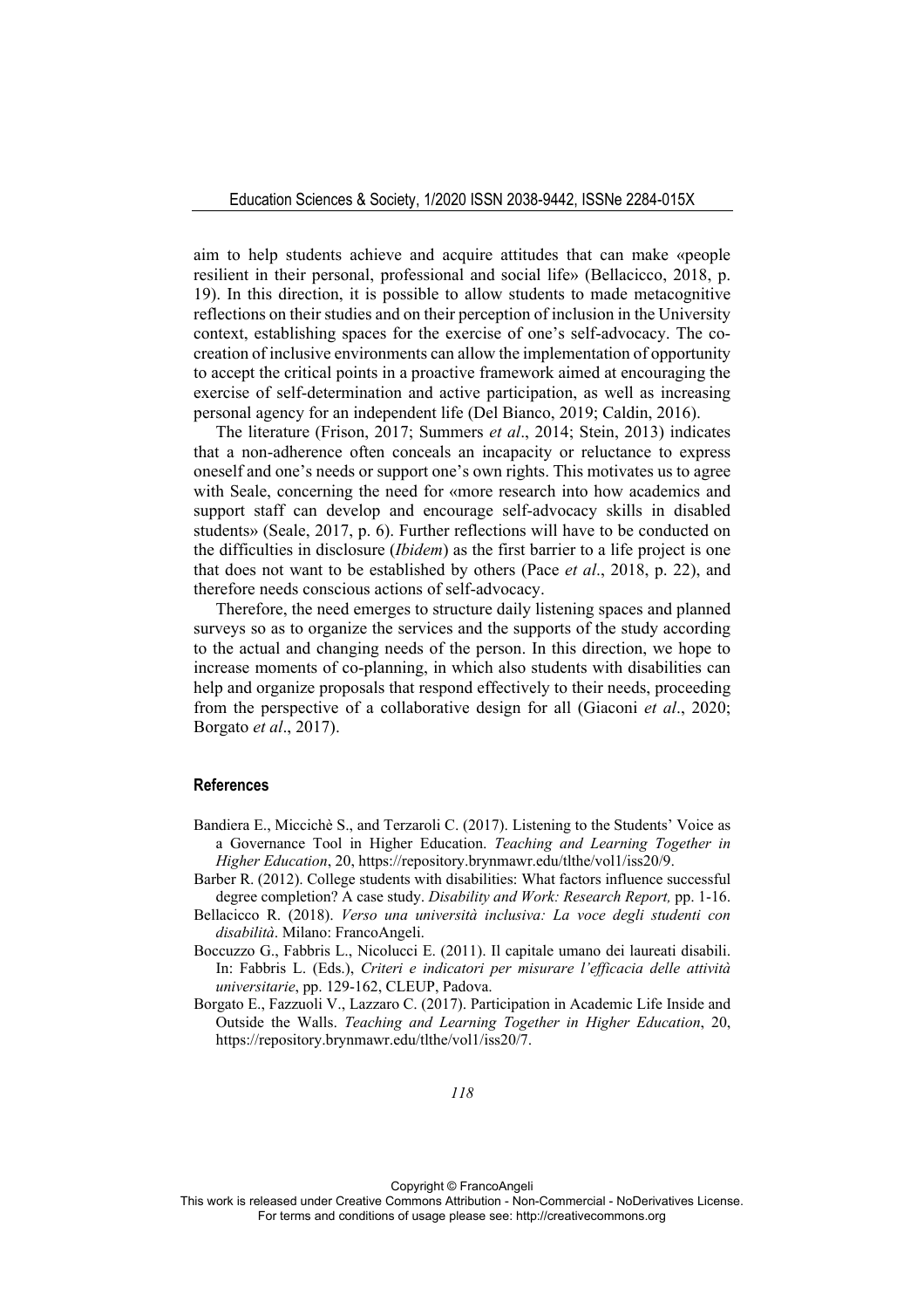aim to help students achieve and acquire attitudes that can make «people resilient in their personal, professional and social life» (Bellacicco, 2018, p. 19). In this direction, it is possible to allow students to made metacognitive reflections on their studies and on their perception of inclusion in the University context, establishing spaces for the exercise of one's self-advocacy. The co-creation of inclusive environments can allow the implementation of opportunity to accept the critical points in a proactive framework aimed at encouraging the exercise of self-determination and active participation, as well as increasing personal agency for an independent life (Del Bianco, 2019; Caldin, 2016).

The literature (Frison, 2017; Summers *et al*., 2014; Stein, 2013) indicates that a non-adherence often conceals an incapacity or reluctance to express oneself and one's needs or support one's own rights. This motivates us to agree with Seale, concerning the need for «more research into how academics and support staff can develop and encourage self-advocacy skills in disabled students» (Seale, 2017, p. 6). Further reflections will have to be conducted on the difficulties in disclosure (*Ibidem*) as the first barrier to a life project is one that does not want to be established by others (Pace *et al*., 2018, p. 22), and therefore needs conscious actions of self-advocacy.

Therefore, the need emerges to structure daily listening spaces and planned surveys so as to organize the services and the supports of the study according to the actual and changing needs of the person. In this direction, we hope to increase moments of co-planning, in which also students with disabilities can help and organize proposals that respond effectively to their needs, proceeding from the perspective of a collaborative design for all (Giaconi *et al*., 2020; Borgato *et al*., 2017).

### References

Bandiera E., Micciché S., and Terzaroli C. (2017). Listening to the Students' Voice as a Governance Tool in Higher Education. *Teaching and Learning Together in Higher Education*, 20, https://repository.brynmawr.edu/tlthe/vol1/iss20/9.

Barber R. (2012). College students with disabilities: What factors influence successful degree completion? A case study. *Disability and Work: Research Report,* pp. 1-16.

Bellacicco R. (2018). *Verso una università inclusiva: La voce degli studenti con disabilità*. Milano: FrancoAngeli.

Boccuzzo G., Fabbris L., Nicolucci E. (2011). Il capitale umano dei laureati disabili. In: Fabbris L. (Eds.), *Criteri e indicatori per misurare l'efficacia delle attività universitarie*, pp. 129-162, CLEUP, Padova.

Borgato E., Fazzuoli V., Lazzaro C. (2017). Participation in Academic Life Inside and Outside the Walls. *Teaching and Learning Together in Higher Education*, 20, https://repository.brynmawr.edu/tlthe/vol1/iss20/7.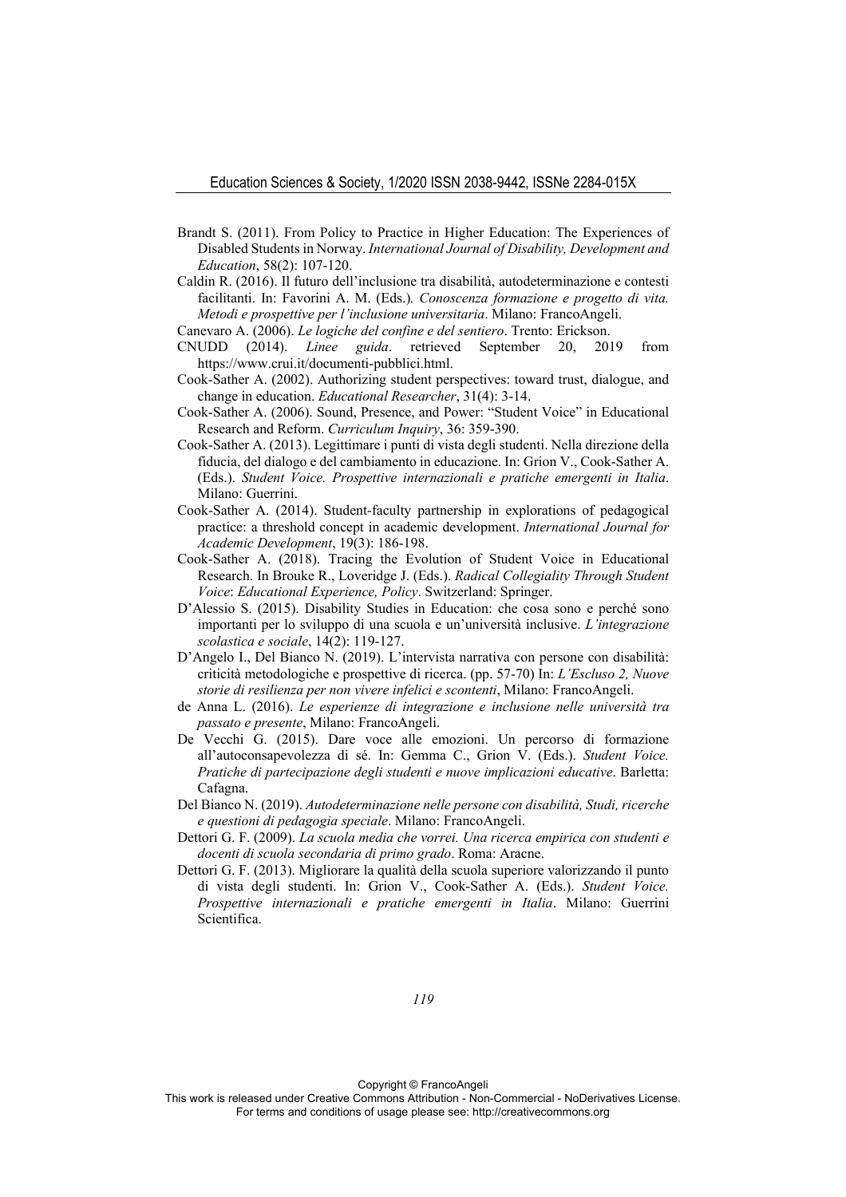Brandt S. (2011). From Policy to Practice in Higher Education: The Experiences of Disabled Students in Norway. *International Journal of Disability, Development and Education*, 58(2): 107-120.

Caldin R. (2016). Il futuro dell'inclusione tra disabilità, autodeterminazione e contesti facilitanti. In: Favorini A. M. (Eds.). *Conoscenza formazione e progetto di vita. Metodi e prospettive per l'inclusione universitaria*. Milano: FrancoAngeli.

Canevaro A. (2006). *Le logiche del confine e del sentiero*. Trento: Erickson.

CNUDD (2014). *Linee guida*. retrieved September 20, 2019 from https://www.crui.it/documenti-pubblici.html.

Cook-Sather A. (2002). Authorizing student perspectives: toward trust, dialogue, and change in education. *Educational Researcher*, 31(4): 3-14.

Cook-Sather A. (2006). Sound, Presence, and Power: "Student Voice" in Educational Research and Reform. *Curriculum Inquiry*, 36: 359-390.

Cook-Sather A. (2013). Legittimare i punti di vista degli studenti. Nella direzione della fiducia, del dialogo e del cambiamento in educazione. In: Grion V., Cook-Sather A. (Eds.). *Student Voice. Prospettive internazionali e pratiche emergenti in Italia*. Milano: Guerrini.

Cook-Sather A. (2014). Student-faculty partnership in explorations of pedagogical practice: a threshold concept in academic development. *International Journal for Academic Development*, 19(3): 186-198.

Cook-Sather A. (2018). Tracing the Evolution of Student Voice in Educational Research. In Brouke R., Loveridge J. (Eds.). *Radical Collegiality Through Student Voice*: *Educational Experience, Policy*. Switzerland: Springer.

D'Alessio S. (2015). Disability Studies in Education: che cosa sono e perché sono importanti per lo sviluppo di una scuola e un'università inclusive. *L'integrazione scolastica e sociale*, 14(2): 119-127.

D'Angelo I., Del Bianco N. (2019). L'intervista narrativa con persone con disabilità: criticità metodologiche e prospettive di ricerca. (pp. 57-70) In: *L'Escluso 2, Nuove storie di resilienza per non vivere infelici e scontenti*, Milano: FrancoAngeli.

de Anna L. (2016). *Le esperienze di integrazione e inclusione nelle università tra passato e presente*, Milano: FrancoAngeli.

De Vecchi G. (2015). Dare voce alle emozioni. Un percorso di formazione all'autoconsapevolezza di sé. In: Gemma C., Grion V. (Eds.). *Student Voice. Pratiche di partecipazione degli studenti e nuove implicazioni educative*. Barletta: Cafagna.

Del Bianco N. (2019). *Autodeterminazione nelle persone con disabilità, Studi, ricerche e questioni di pedagogia speciale*. Milano: FrancoAngeli.

Dettori G. F. (2009). *La scuola media che vorrei. Una ricerca empirica con studenti e docenti di scuola secondaria di primo grado*. Roma: Aracne.

Dettori G. F. (2013). Migliorare la qualità della scuola superiore valorizzando il punto di vista degli studenti. In: Grion V., Cook-Sather A. (Eds.). *Student Voice. Prospettive internazionali e pratiche emergenti in Italia*. Milano: Guerrini Scientifica.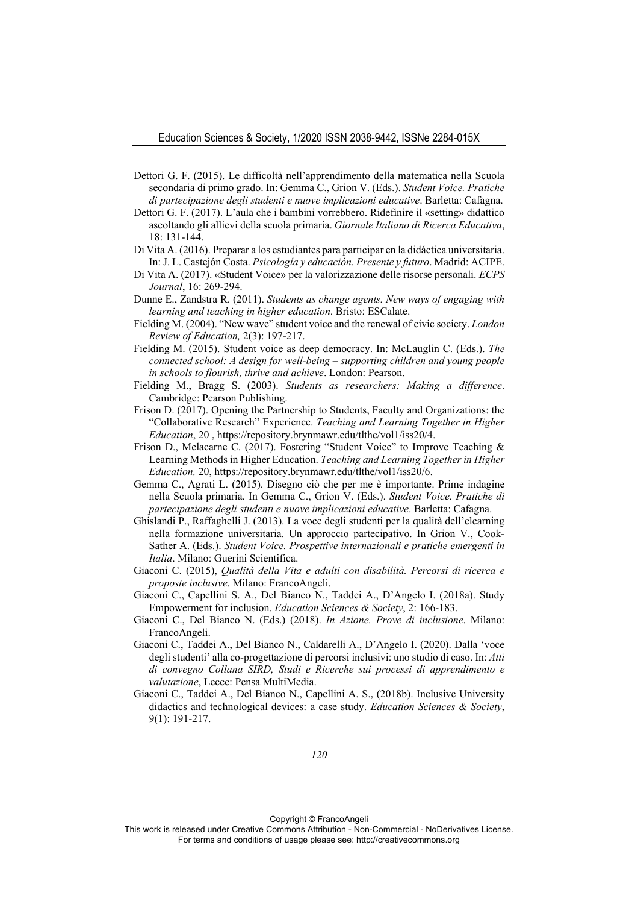Dettori G. F. (2015). Le difficoltà nell'apprendimento della matematica nella Scuola secondaria di primo grado. In: Gemma C., Grion V. (Eds.). *Student Voice. Pratiche di partecipazione degli studenti e nuove implicazioni educative*. Barletta: Cafagna.

Dettori G. F. (2017). L'aula che i bambini vorrebbero. Ridefinire il «setting» didattico ascoltando gli allievi della scuola primaria. *Giornale Italiano di Ricerca Educativa*, 18: 131-144.

Di Vita A. (2016). Preparar a los estudiantes para participar en la didáctica universitaria. In: J. L. Castejón Costa. *Psicología y educación. Presente y futuro*. Madrid: ACIPE.

Di Vita A. (2017). «Student Voice» per la valorizzazione delle risorse personali. *ECPS Journal*, 16: 269-294.

Dunne E., Zandstra R. (2011). *Students as change agents. New ways of engaging with learning and teaching in higher education*. Bristo: ESCalate.

Fielding M. (2004). "New wave" student voice and the renewal of civic society. *London Review of Education,* 2(3): 197-217.

Fielding M. (2015). Student voice as deep democracy. In: McLauglin C. (Eds.). *The connected school: A design for well-being – supporting children and young people in schools to flourish, thrive and achieve*. London: Pearson.

Fielding M., Bragg S. (2003). *Students as researchers: Making a difference*. Cambridge: Pearson Publishing.

Frison D. (2017). Opening the Partnership to Students, Faculty and Organizations: the "Collaborative Research" Experience. *Teaching and Learning Together in Higher Education*, 20 , https://repository.brynmawr.edu/tlthe/vol1/iss20/4.

Frison D., Melacarne C. (2017). Fostering "Student Voice" to Improve Teaching & Learning Methods in Higher Education. *Teaching and Learning Together in Higher Education,* 20, https://repository.brynmawr.edu/tlthe/vol1/iss20/6.

Gemma C., Agrati L. (2015). Disegno ciò che per me è importante. Prime indagine nella Scuola primaria. In Gemma C., Grion V. (Eds.). *Student Voice. Pratiche di partecipazione degli studenti e nuove implicazioni educative*. Barletta: Cafagna.

Ghislandi P., Raffaghelli J. (2013). La voce degli studenti per la qualità dell'elearning nella formazione universitaria. Un approccio partecipativo. In Grion V., Cook-Sather A. (Eds.). *Student Voice. Prospettive internazionali e pratiche emergenti in Italia*. Milano: Guerini Scientifica.

Giaconi C. (2015), *Qualità della Vita e adulti con disabilità. Percorsi di ricerca e proposte inclusive*. Milano: FrancoAngeli.

Giaconi C., Capellini S. A., Del Bianco N., Taddei A., D'Angelo I. (2018a). Study Empowerment for inclusion. *Education Sciences & Society*, 2: 166-183.

Giaconi C., Del Bianco N. (Eds.) (2018). *In Azione. Prove di inclusione*. Milano: FrancoAngeli.

Giaconi C., Taddei A., Del Bianco N., Caldarelli A., D'Angelo I. (2020). Dalla 'voce degli studenti' alla co-progettazione di percorsi inclusivi: uno studio di caso. In: *Atti di convegno Collana SIRD, Studi e Ricerche sui processi di apprendimento e valutazione*, Lecce: Pensa MultiMedia.

Giaconi C., Taddei A., Del Bianco N., Capellini A. S., (2018b). Inclusive University didactics and technological devices: a case study. *Education Sciences & Society*, 9(1): 191-217.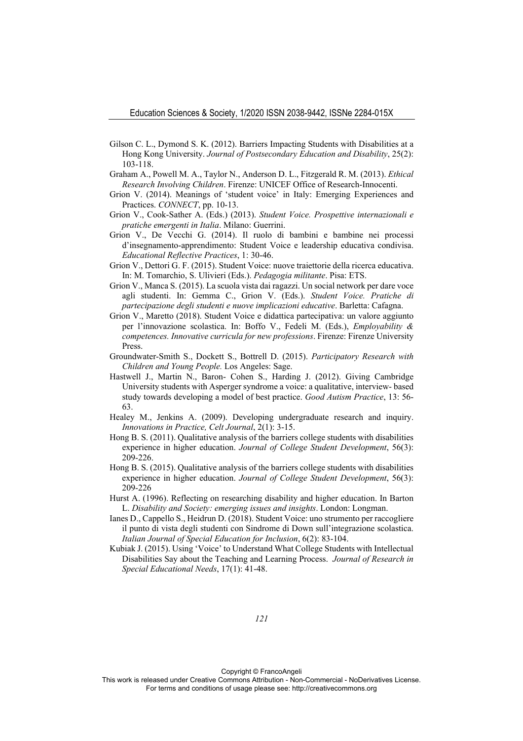Gilson C. L., Dymond S. K. (2012). Barriers Impacting Students with Disabilities at a Hong Kong University. *Journal of Postsecondary Education and Disability*, 25(2): 103-118.

Graham A., Powell M. A., Taylor N., Anderson D. L., Fitzgerald R. M. (2013). *Ethical Research Involving Children*. Firenze: UNICEF Office of Research-Innocenti.

Grion V. (2014). Meanings of 'student voice' in Italy: Emerging Experiences and Practices. *CONNECT*, pp. 10-13.

Grion V., Cook-Sather A. (Eds.) (2013). *Student Voice. Prospettive internazionali e pratiche emergenti in Italia*. Milano: Guerrini.

Grion V., De Vecchi G. (2014). Il ruolo di bambini e bambine nei processi d'insegnamento-apprendimento: Student Voice e leadership educativa condivisa. *Educational Reflective Practices*, 1: 30-46.

Grion V., Dettori G. F. (2015). Student Voice: nuove traiettorie della ricerca educativa. In: M. Tomarchio, S. Ulivieri (Eds.). *Pedagogia militante*. Pisa: ETS.

Grion V., Manca S. (2015). La scuola vista dai ragazzi. Un social network per dare voce agli studenti. In: Gemma C., Grion V. (Eds.). *Student Voice. Pratiche di partecipazione degli studenti e nuove implicazioni educative*. Barletta: Cafagna.

Grion V., Maretto (2018). Student Voice e didattica partecipativa: un valore aggiunto per l'innovazione scolastica. In: Boffo V., Fedeli M. (Eds.), *Employability & competences. Innovative curricula for new professions*. Firenze: Firenze University Press.

Groundwater-Smith S., Dockett S., Bottrell D. (2015). *Participatory Research with Children and Young People.* Los Angeles: Sage.

Hastwell J., Martin N., Baron- Cohen S., Harding J. (2012). Giving Cambridge University students with Asperger syndrome a voice: a qualitative, interview- based study towards developing a model of best practice. *Good Autism Practice*, 13: 56-63.

Healey M., Jenkins A. (2009). Developing undergraduate research and inquiry. *Innovations in Practice, Celt Journal*, 2(1): 3-15.

Hong B. S. (2011). Qualitative analysis of the barriers college students with disabilities experience in higher education. *Journal of College Student Development*, 56(3): 209-226.

Hong B. S. (2015). Qualitative analysis of the barriers college students with disabilities experience in higher education. *Journal of College Student Development*, 56(3): 209-226

Hurst A. (1996). Reflecting on researching disability and higher education. In Barton L. *Disability and Society: emerging issues and insights*. London: Longman.

Ianes D., Cappello S., Heidrun D. (2018). Student Voice: uno strumento per raccogliere il punto di vista degli studenti con Sindrome di Down sull'integrazione scolastica. *Italian Journal of Special Education for Inclusion*, 6(2): 83-104.

Kubiak J. (2015). Using 'Voice' to Understand What College Students with Intellectual Disabilities Say about the Teaching and Learning Process. *Journal of Research in Special Educational Needs*, 17(1): 41-48.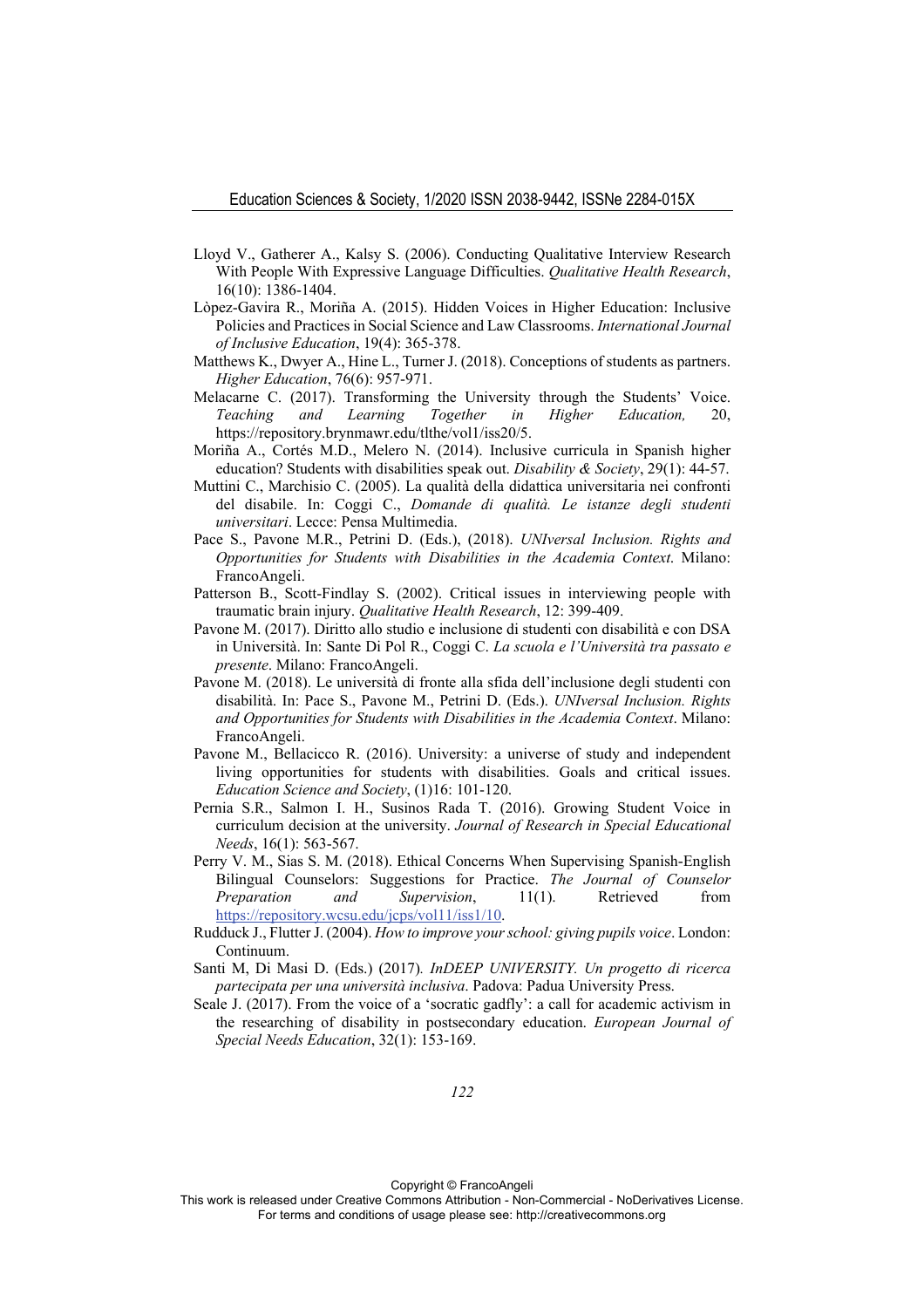Lloyd V., Gatherer A., Kalsy S. (2006). Conducting Qualitative Interview Research With People With Expressive Language Difficulties. *Qualitative Health Research*, 16(10): 1386-1404.

Lòpez-Gavira R., Moriña A. (2015). Hidden Voices in Higher Education: Inclusive Policies and Practices in Social Science and Law Classrooms. *International Journal of Inclusive Education*, 19(4): 365-378.

Matthews K., Dwyer A., Hine L., Turner J. (2018). Conceptions of students as partners. *Higher Education*, 76(6): 957-971.

Melacarne C. (2017). Transforming the University through the Students' Voice. *Teaching and Learning Together in Higher Education,* 20, https://repository.brynmawr.edu/tlthe/vol1/iss20/5.

Moriña A., Cortés M.D., Melero N. (2014). Inclusive curricula in Spanish higher education? Students with disabilities speak out. *Disability & Society*, 29(1): 44-57.

Muttini C., Marchisio C. (2005). La qualità della didattica universitaria nei confronti del disabile. In: Coggi C., *Domande di qualità. Le istanze degli studenti universitari*. Lecce: Pensa Multimedia.

Pace S., Pavone M.R., Petrini D. (Eds.), (2018). *UNIversal Inclusion. Rights and Opportunities for Students with Disabilities in the Academia Context*. Milano: FrancoAngeli.

Patterson B., Scott-Findlay S. (2002). Critical issues in interviewing people with traumatic brain injury. *Qualitative Health Research*, 12: 399-409.

Pavone M. (2017). Diritto allo studio e inclusione di studenti con disabilità e con DSA in Università. In: Sante Di Pol R., Coggi C. *La scuola e l'Università tra passato e presente*. Milano: FrancoAngeli.

Pavone M. (2018). Le università di fronte alla sfida dell'inclusione degli studenti con disabilità. In: Pace S., Pavone M., Petrini D. (Eds.). *UNIversal Inclusion. Rights and Opportunities for Students with Disabilities in the Academia Context*. Milano: FrancoAngeli.

Pavone M., Bellacicco R. (2016). University: a universe of study and independent living opportunities for students with disabilities. Goals and critical issues. *Education Science and Society*, (1)16: 101-120.

Pernia S.R., Salmon I. H., Susinos Rada T. (2016). Growing Student Voice in curriculum decision at the university. *Journal of Research in Special Educational Needs*, 16(1): 563-567.

Perry V. M., Sias S. M. (2018). Ethical Concerns When Supervising Spanish-English Bilingual Counselors: Suggestions for Practice. *The Journal of Counselor Preparation and Supervision*, 11(1). Retrieved from https://repository.wcsu.edu/jcps/vol11/iss1/10.

Rudduck J., Flutter J. (2004). *How to improve your school: giving pupils voice*. London: Continuum.

Santi M, Di Masi D. (Eds.) (2017). *InDEEP UNIVERSITY. Un progetto di ricerca partecipata per una università inclusiva*. Padova: Padua University Press.

Seale J. (2017). From the voice of a 'socratic gadfly': a call for academic activism in the researching of disability in postsecondary education. *European Journal of Special Needs Education*, 32(1): 153-169.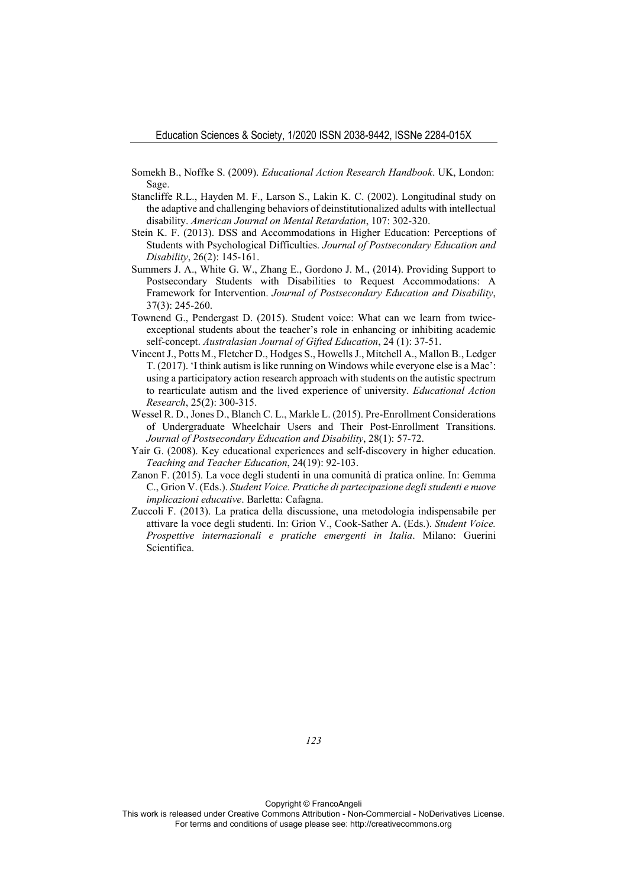Somekh B., Noffke S. (2009). *Educational Action Research Handbook*. UK, London: Sage.

Stancliffe R.L., Hayden M. F., Larson S., Lakin K. C. (2002). Longitudinal study on the adaptive and challenging behaviors of deinstitutionalized adults with intellectual disability. *American Journal on Mental Retardation*, 107: 302-320.

Stein K. F. (2013). DSS and Accommodations in Higher Education: Perceptions of Students with Psychological Difficulties. *Journal of Postsecondary Education and Disability*, 26(2): 145-161.

Summers J. A., White G. W., Zhang E., Gordono J. M., (2014). Providing Support to Postsecondary Students with Disabilities to Request Accommodations: A Framework for Intervention. *Journal of Postsecondary Education and Disability*, 37(3): 245-260.

Townend G., Pendergast D. (2015). Student voice: What can we learn from twice-exceptional students about the teacher's role in enhancing or inhibiting academic self-concept. *Australasian Journal of Gifted Education*, 24 (1): 37-51.

Vincent J., Potts M., Fletcher D., Hodges S., Howells J., Mitchell A., Mallon B., Ledger T. (2017). 'I think autism is like running on Windows while everyone else is a Mac': using a participatory action research approach with students on the autistic spectrum to rearticulate autism and the lived experience of university. *Educational Action Research*, 25(2): 300-315.

Wessel R. D., Jones D., Blanch C. L., Markle L. (2015). Pre-Enrollment Considerations of Undergraduate Wheelchair Users and Their Post-Enrollment Transitions. *Journal of Postsecondary Education and Disability*, 28(1): 57-72.

Yair G. (2008). Key educational experiences and self-discovery in higher education. *Teaching and Teacher Education*, 24(19): 92-103.

Zanon F. (2015). La voce degli studenti in una comunità di pratica online. In: Gemma C., Grion V. (Eds.). *Student Voice. Pratiche di partecipazione degli studenti e nuove implicazioni educative*. Barletta: Cafagna.

Zuccoli F. (2013). La pratica della discussione, una metodologia indispensabile per attivare la voce degli studenti. In: Grion V., Cook-Sather A. (Eds.). *Student Voice. Prospettive internazionali e pratiche emergenti in Italia*. Milano: Guerini Scientifica.